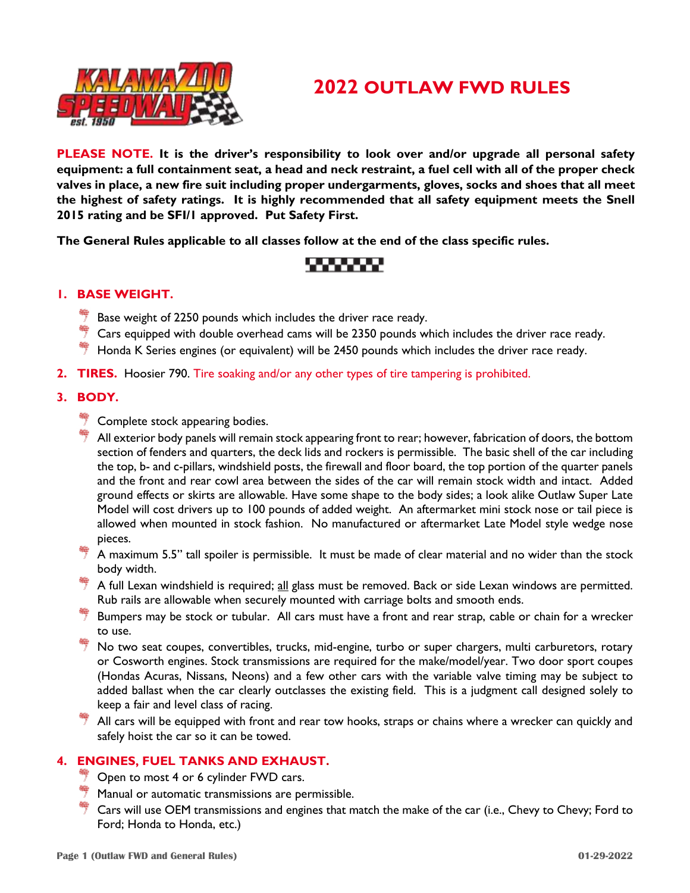# 2022 OUTLAW FWD RULES

**PLEASE NOTE. It is the driver's responsibility to look over and/or upgrade all personal safety equipment: a full containment seat, a head and neck restraint, a fuel cell with all of the proper check valves in place, a new fire suit including proper undergarments, gloves, socks and shoes that all meet the highest of safety ratings. It is highly recommended that all safety equipment meets the Snell 2015 rating and be SFI/1 approved. Put Safety First.**

**The General Rules applicable to all classes follow at the end of the class specific rules.**

## 1. BASE WEIGHT.

- Base weight of 2250 pounds which includes the driver race ready.
- Cars equipped with double overhead cams will be 2350 pounds which includes the driver race ready.
- Honda K Series engines (or equivalent) will be 2450 pounds which includes the driver race ready.

## 2. TIRES.

Hoosier 790. Tire soaking and/or any other types of tire tampering is prohibited.

## 3. BODY.

- Complete stock appearing bodies.
- All exterior body panels will remain stock appearing front to rear; however, fabrication of doors, the bottom section of fenders and quarters, the deck lids and rockers is permissible. The basic shell of the car including the top, b- and c-pillars, windshield posts, the firewall and floor board, the top portion of the quarter panels and the front and rear cowl area between the sides of the car will remain stock width and intact. Added ground effects or skirts are allowable. Have some shape to the body sides; a look alike Outlaw Super Late Model will cost drivers up to 100 pounds of added weight. An aftermarket mini stock nose or tail piece is allowed when mounted in stock fashion. No manufactured or aftermarket Late Model style wedge nose pieces.
- A maximum 5.5" tall spoiler is permissible. It must be made of clear material and no wider than the stock body width.
- A full Lexan windshield is required; all glass must be removed. Back or side Lexan windows are permitted. Rub rails are allowable when securely mounted with carriage bolts and smooth ends.
- Bumpers may be stock or tubular. All cars must have a front and rear strap, cable or chain for a wrecker to use.
- No two seat coupes, convertibles, trucks, mid-engine, turbo or super chargers, multi carburetors, rotary or Cosworth engines. Stock transmissions are required for the make/model/year. Two door sport coupes (Hondas Acuras, Nissans, Neons) and a few other cars with the variable valve timing may be subject to added ballast when the car clearly outclasses the existing field. This is a judgment call designed solely to keep a fair and level class of racing.
- All cars will be equipped with front and rear tow hooks, straps or chains where a wrecker can quickly and safely hoist the car so it can be towed.

## 4. ENGINES, FUEL TANKS AND EXHAUST.

- Open to most 4 or 6 cylinder FWD cars.
- Manual or automatic transmissions are permissible.
- Cars will use OEM transmissions and engines that match the make of the car (i.e., Chevy to Chevy; Ford to Ford; Honda to Honda, etc.)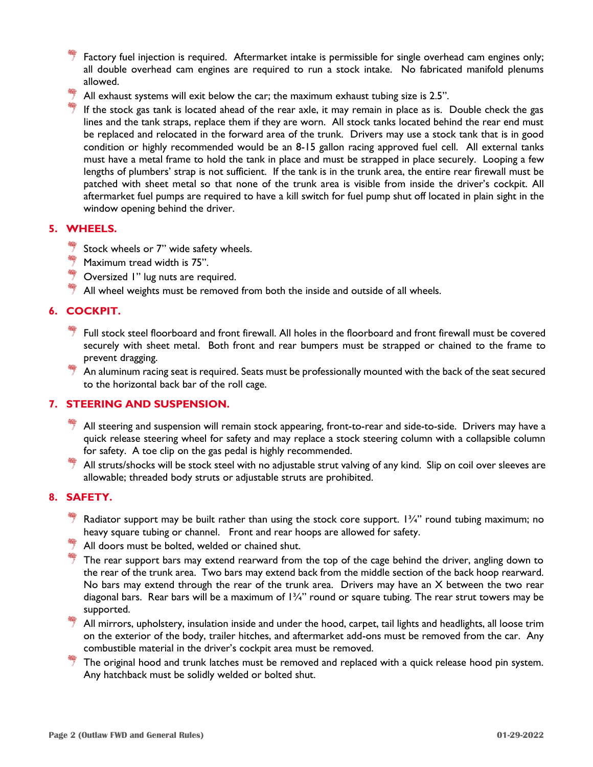- Factory fuel injection is required. Aftermarket intake is permissible for single overhead cam engines only; all double overhead cam engines are required to run a stock intake. No fabricated manifold plenums allowed.
- All exhaust systems will exit below the car; the maximum exhaust tubing size is 2.5".
- If the stock gas tank is located ahead of the rear axle, it may remain in place as is. Double check the gas lines and the tank straps, replace them if they are worn. All stock tanks located behind the rear end must be replaced and relocated in the forward area of the trunk. Drivers may use a stock tank that is in good condition or highly recommended would be an 8-15 gallon racing approved fuel cell. All external tanks must have a metal frame to hold the tank in place and must be strapped in place securely. Looping a few lengths of plumbers' strap is not sufficient. If the tank is in the trunk area, the entire rear firewall must be patched with sheet metal so that none of the trunk area is visible from inside the driver's cockpit. All aftermarket fuel pumps are required to have a kill switch for fuel pump shut off located in plain sight in the window opening behind the driver.

## 5. WHEELS.

- Stock wheels or 7" wide safety wheels.
- Maximum tread width is 75".
- Oversized 1" lug nuts are required.
- All wheel weights must be removed from both the inside and outside of all wheels.

## 6. COCKPIT.

- Full stock steel floorboard and front firewall. All holes in the floorboard and front firewall must be covered securely with sheet metal. Both front and rear bumpers must be strapped or chained to the frame to prevent dragging.
- An aluminum racing seat is required. Seats must be professionally mounted with the back of the seat secured to the horizontal back bar of the roll cage.

## 7. STEERING AND SUSPENSION.

- All steering and suspension will remain stock appearing, front-to-rear and side-to-side. Drivers may have a quick release steering wheel for safety and may replace a stock steering column with a collapsible column for safety. A toe clip on the gas pedal is highly recommended.
- All struts/shocks will be stock steel with no adjustable strut valving of any kind. Slip on coil over sleeves are allowable; threaded body struts or adjustable struts are prohibited.

## 8. SAFETY.

- Radiator support may be built rather than using the stock core support. 1¾" round tubing maximum; no heavy square tubing or channel. Front and rear hoops are allowed for safety.
- All doors must be bolted, welded or chained shut.
- The rear support bars may extend rearward from the top of the cage behind the driver, angling down to the rear of the trunk area. Two bars may extend back from the middle section of the back hoop rearward. No bars may extend through the rear of the trunk area. Drivers may have an X between the two rear diagonal bars. Rear bars will be a maximum of 1¾" round or square tubing. The rear strut towers may be supported.
- All mirrors, upholstery, insulation inside and under the hood, carpet, tail lights and headlights, all loose trim on the exterior of the body, trailer hitches, and aftermarket add-ons must be removed from the car. Any combustible material in the driver's cockpit area must be removed.
- The original hood and trunk latches must be removed and replaced with a quick release hood pin system. Any hatchback must be solidly welded or bolted shut.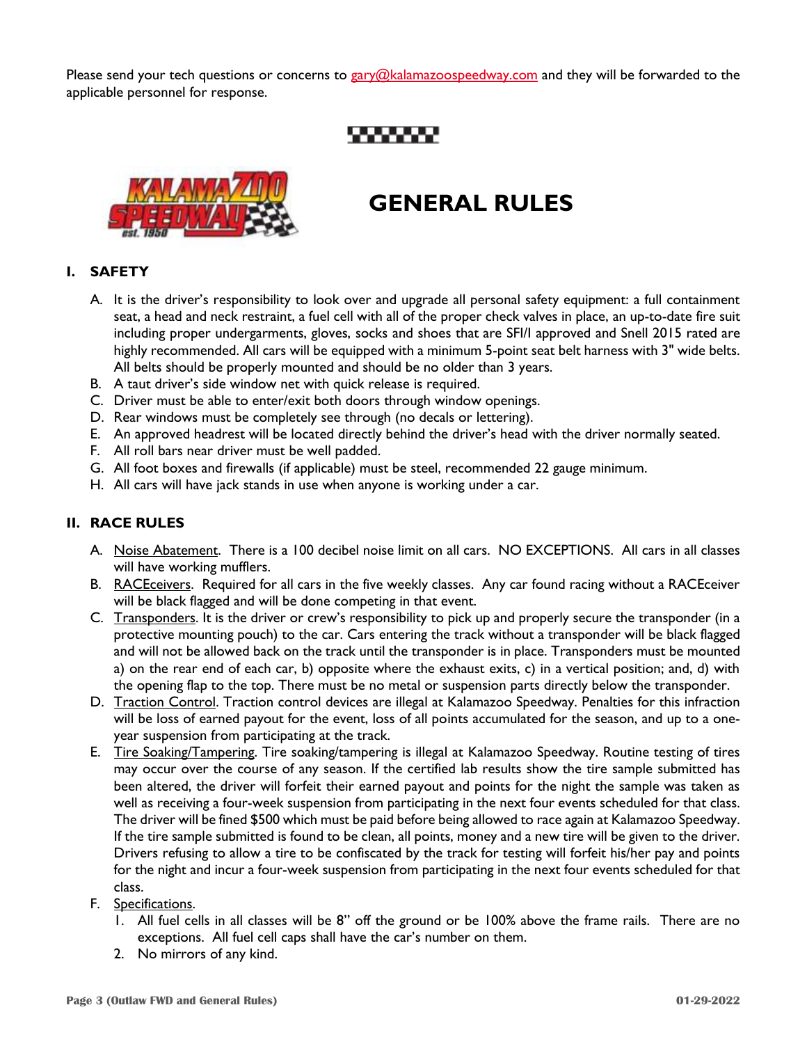Please send your tech questions or concerns to gary@kalamazoospeedway.com and they will be forwarded to the applicable personnel for response.

# GENERAL RULES

## I. SAFETY

A. It is the driver's responsibility to look over and upgrade all personal safety equipment: a full containment seat, a head and neck restraint, a fuel cell with all of the proper check valves in place, an up-to-date fire suit including proper undergarments, gloves, socks and shoes that are SFI/I approved and Snell 2015 rated are highly recommended. All cars will be equipped with a minimum 5-point seat belt harness with 3" wide belts. All belts should be properly mounted and should be no older than 3 years.

B. A taut driver's side window net with quick release is required.

C. Driver must be able to enter/exit both doors through window openings.

D. Rear windows must be completely see through (no decals or lettering).

E. An approved headrest will be located directly behind the driver's head with the driver normally seated.

F. All roll bars near driver must be well padded.

G. All foot boxes and firewalls (if applicable) must be steel, recommended 22 gauge minimum.

H. All cars will have jack stands in use when anyone is working under a car.

## II. RACE RULES

A. Noise Abatement. There is a 100 decibel noise limit on all cars. NO EXCEPTIONS. All cars in all classes will have working mufflers.

B. RACEceivers. Required for all cars in the five weekly classes. Any car found racing without a RACEceiver will be black flagged and will be done competing in that event.

C. Transponders. It is the driver or crew's responsibility to pick up and properly secure the transponder (in a protective mounting pouch) to the car. Cars entering the track without a transponder will be black flagged and will not be allowed back on the track until the transponder is in place. Transponders must be mounted a) on the rear end of each car, b) opposite where the exhaust exits, c) in a vertical position; and, d) with the opening flap to the top. There must be no metal or suspension parts directly below the transponder.

D. Traction Control. Traction control devices are illegal at Kalamazoo Speedway. Penalties for this infraction will be loss of earned payout for the event, loss of all points accumulated for the season, and up to a one-year suspension from participating at the track.

E. Tire Soaking/Tampering. Tire soaking/tampering is illegal at Kalamazoo Speedway. Routine testing of tires may occur over the course of any season. If the certified lab results show the tire sample submitted has been altered, the driver will forfeit their earned payout and points for the night the sample was taken as well as receiving a four-week suspension from participating in the next four events scheduled for that class. The driver will be fined $500 which must be paid before being allowed to race again at Kalamazoo Speedway. If the tire sample submitted is found to be clean, all points, money and a new tire will be given to the driver. Drivers refusing to allow a tire to be confiscated by the track for testing will forfeit his/her pay and points for the night and incur a four-week suspension from participating in the next four events scheduled for that class.

F. Specifications.

1. All fuel cells in all classes will be 8" off the ground or be 100% above the frame rails. There are no exceptions. All fuel cell caps shall have the car's number on them.
2. No mirrors of any kind.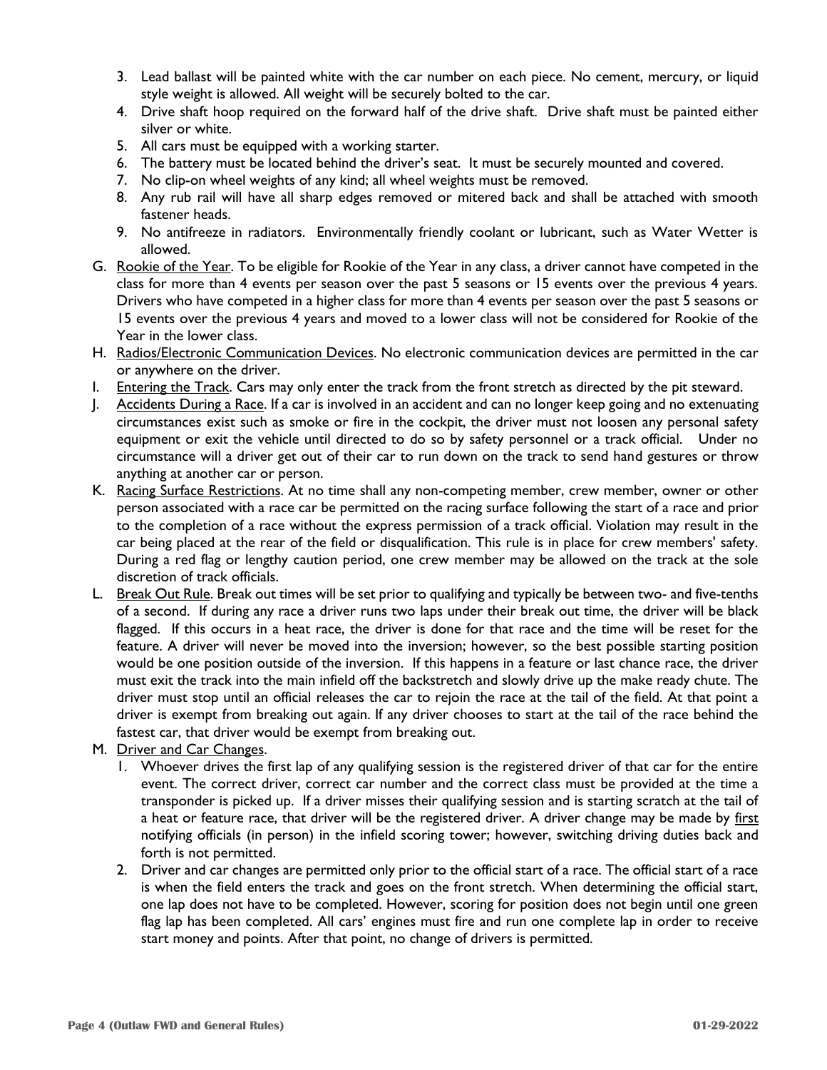3. Lead ballast will be painted white with the car number on each piece. No cement, mercury, or liquid style weight is allowed. All weight will be securely bolted to the car.
4. Drive shaft hoop required on the forward half of the drive shaft. Drive shaft must be painted either silver or white.
5. All cars must be equipped with a working starter.
6. The battery must be located behind the driver's seat. It must be securely mounted and covered.
7. No clip-on wheel weights of any kind; all wheel weights must be removed.
8. Any rub rail will have all sharp edges removed or mitered back and shall be attached with smooth fastener heads.
9. No antifreeze in radiators. Environmentally friendly coolant or lubricant, such as Water Wetter is allowed.

G. <u>Rookie of the Year</u>. To be eligible for Rookie of the Year in any class, a driver cannot have competed in the class for more than 4 events per season over the past 5 seasons or 15 events over the previous 4 years. Drivers who have competed in a higher class for more than 4 events per season over the past 5 seasons or 15 events over the previous 4 years and moved to a lower class will not be considered for Rookie of the Year in the lower class.

H. <u>Radios/Electronic Communication Devices</u>. No electronic communication devices are permitted in the car or anywhere on the driver.

I. <u>Entering the Track</u>. Cars may only enter the track from the front stretch as directed by the pit steward.

J. <u>Accidents During a Race</u>. If a car is involved in an accident and can no longer keep going and no extenuating circumstances exist such as smoke or fire in the cockpit, the driver must not loosen any personal safety equipment or exit the vehicle until directed to do so by safety personnel or a track official. Under no circumstance will a driver get out of their car to run down on the track to send hand gestures or throw anything at another car or person.

K. <u>Racing Surface Restrictions</u>. At no time shall any non-competing member, crew member, owner or other person associated with a race car be permitted on the racing surface following the start of a race and prior to the completion of a race without the express permission of a track official. Violation may result in the car being placed at the rear of the field or disqualification. This rule is in place for crew members' safety. During a red flag or lengthy caution period, one crew member may be allowed on the track at the sole discretion of track officials.

L. <u>Break Out Rule</u>. Break out times will be set prior to qualifying and typically be between two- and five-tenths of a second. If during any race a driver runs two laps under their break out time, the driver will be black flagged. If this occurs in a heat race, the driver is done for that race and the time will be reset for the feature. A driver will never be moved into the inversion; however, so the best possible starting position would be one position outside of the inversion. If this happens in a feature or last chance race, the driver must exit the track into the main infield off the backstretch and slowly drive up the make ready chute. The driver must stop until an official releases the car to rejoin the race at the tail of the field. At that point a driver is exempt from breaking out again. If any driver chooses to start at the tail of the race behind the fastest car, that driver would be exempt from breaking out.

M. <u>Driver and Car Changes</u>.
1. Whoever drives the first lap of any qualifying session is the registered driver of that car for the entire event. The correct driver, correct car number and the correct class must be provided at the time a transponder is picked up. If a driver misses their qualifying session and is starting scratch at the tail of a heat or feature race, that driver will be the registered driver. A driver change may be made by <u>first</u> notifying officials (in person) in the infield scoring tower; however, switching driving duties back and forth is not permitted.
2. Driver and car changes are permitted only prior to the official start of a race. The official start of a race is when the field enters the track and goes on the front stretch. When determining the official start, one lap does not have to be completed. However, scoring for position does not begin until one green flag lap has been completed. All cars' engines must fire and run one complete lap in order to receive start money and points. After that point, no change of drivers is permitted.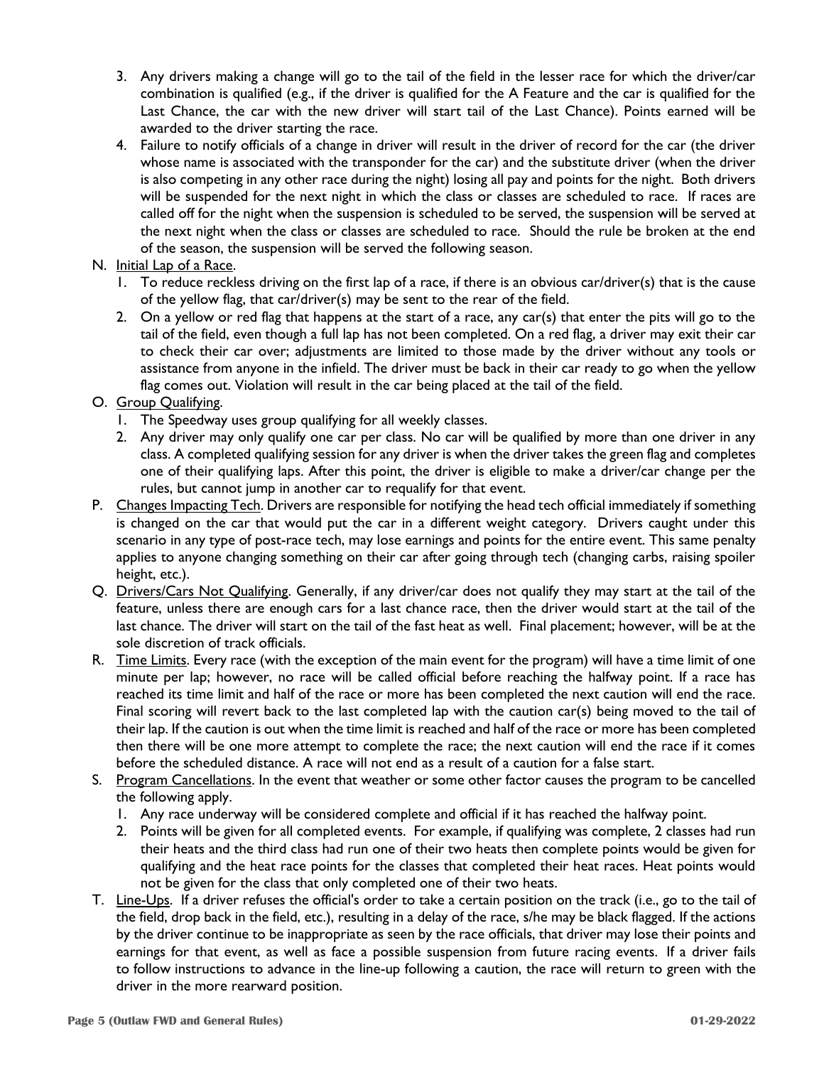3. Any drivers making a change will go to the tail of the field in the lesser race for which the driver/car combination is qualified (e.g., if the driver is qualified for the A Feature and the car is qualified for the Last Chance, the car with the new driver will start tail of the Last Chance). Points earned will be awarded to the driver starting the race.
4. Failure to notify officials of a change in driver will result in the driver of record for the car (the driver whose name is associated with the transponder for the car) and the substitute driver (when the driver is also competing in any other race during the night) losing all pay and points for the night. Both drivers will be suspended for the next night in which the class or classes are scheduled to race. If races are called off for the night when the suspension is scheduled to be served, the suspension will be served at the next night when the class or classes are scheduled to race. Should the rule be broken at the end of the season, the suspension will be served the following season.

N. Initial Lap of a Race.
1. To reduce reckless driving on the first lap of a race, if there is an obvious car/driver(s) that is the cause of the yellow flag, that car/driver(s) may be sent to the rear of the field.
2. On a yellow or red flag that happens at the start of a race, any car(s) that enter the pits will go to the tail of the field, even though a full lap has not been completed. On a red flag, a driver may exit their car to check their car over; adjustments are limited to those made by the driver without any tools or assistance from anyone in the infield. The driver must be back in their car ready to go when the yellow flag comes out. Violation will result in the car being placed at the tail of the field.

O. Group Qualifying.
1. The Speedway uses group qualifying for all weekly classes.
2. Any driver may only qualify one car per class. No car will be qualified by more than one driver in any class. A completed qualifying session for any driver is when the driver takes the green flag and completes one of their qualifying laps. After this point, the driver is eligible to make a driver/car change per the rules, but cannot jump in another car to requalify for that event.

P. Changes Impacting Tech. Drivers are responsible for notifying the head tech official immediately if something is changed on the car that would put the car in a different weight category. Drivers caught under this scenario in any type of post-race tech, may lose earnings and points for the entire event. This same penalty applies to anyone changing something on their car after going through tech (changing carbs, raising spoiler height, etc.).

Q. Drivers/Cars Not Qualifying. Generally, if any driver/car does not qualify they may start at the tail of the feature, unless there are enough cars for a last chance race, then the driver would start at the tail of the last chance. The driver will start on the tail of the fast heat as well. Final placement; however, will be at the sole discretion of track officials.

R. Time Limits. Every race (with the exception of the main event for the program) will have a time limit of one minute per lap; however, no race will be called official before reaching the halfway point. If a race has reached its time limit and half of the race or more has been completed the next caution will end the race. Final scoring will revert back to the last completed lap with the caution car(s) being moved to the tail of their lap. If the caution is out when the time limit is reached and half of the race or more has been completed then there will be one more attempt to complete the race; the next caution will end the race if it comes before the scheduled distance. A race will not end as a result of a caution for a false start.

S. Program Cancellations. In the event that weather or some other factor causes the program to be cancelled the following apply.
1. Any race underway will be considered complete and official if it has reached the halfway point.
2. Points will be given for all completed events. For example, if qualifying was complete, 2 classes had run their heats and the third class had run one of their two heats then complete points would be given for qualifying and the heat race points for the classes that completed their heat races. Heat points would not be given for the class that only completed one of their two heats.

T. Line-Ups. If a driver refuses the official's order to take a certain position on the track (i.e., go to the tail of the field, drop back in the field, etc.), resulting in a delay of the race, s/he may be black flagged. If the actions by the driver continue to be inappropriate as seen by the race officials, that driver may lose their points and earnings for that event, as well as face a possible suspension from future racing events. If a driver fails to follow instructions to advance in the line-up following a caution, the race will return to green with the driver in the more rearward position.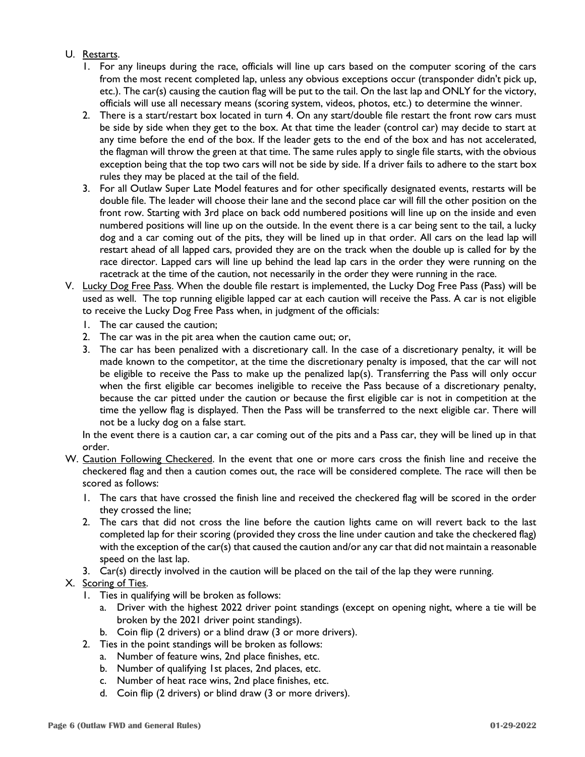U. Restarts.

1. For any lineups during the race, officials will line up cars based on the computer scoring of the cars from the most recent completed lap, unless any obvious exceptions occur (transponder didn't pick up, etc.). The car(s) causing the caution flag will be put to the tail. On the last lap and ONLY for the victory, officials will use all necessary means (scoring system, videos, photos, etc.) to determine the winner.
2. There is a start/restart box located in turn 4. On any start/double file restart the front row cars must be side by side when they get to the box. At that time the leader (control car) may decide to start at any time before the end of the box. If the leader gets to the end of the box and has not accelerated, the flagman will throw the green at that time. The same rules apply to single file starts, with the obvious exception being that the top two cars will not be side by side. If a driver fails to adhere to the start box rules they may be placed at the tail of the field.
3. For all Outlaw Super Late Model features and for other specifically designated events, restarts will be double file. The leader will choose their lane and the second place car will fill the other position on the front row. Starting with 3rd place on back odd numbered positions will line up on the inside and even numbered positions will line up on the outside. In the event there is a car being sent to the tail, a lucky dog and a car coming out of the pits, they will be lined up in that order. All cars on the lead lap will restart ahead of all lapped cars, provided they are on the track when the double up is called for by the race director. Lapped cars will line up behind the lead lap cars in the order they were running on the racetrack at the time of the caution, not necessarily in the order they were running in the race.

V. Lucky Dog Free Pass. When the double file restart is implemented, the Lucky Dog Free Pass (Pass) will be used as well. The top running eligible lapped car at each caution will receive the Pass. A car is not eligible to receive the Lucky Dog Free Pass when, in judgment of the officials:

1. The car caused the caution;
2. The car was in the pit area when the caution came out; or,
3. The car has been penalized with a discretionary call. In the case of a discretionary penalty, it will be made known to the competitor, at the time the discretionary penalty is imposed, that the car will not be eligible to receive the Pass to make up the penalized lap(s). Transferring the Pass will only occur when the first eligible car becomes ineligible to receive the Pass because of a discretionary penalty, because the car pitted under the caution or because the first eligible car is not in competition at the time the yellow flag is displayed. Then the Pass will be transferred to the next eligible car. There will not be a lucky dog on a false start.

In the event there is a caution car, a car coming out of the pits and a Pass car, they will be lined up in that order.

W. Caution Following Checkered. In the event that one or more cars cross the finish line and receive the checkered flag and then a caution comes out, the race will be considered complete. The race will then be scored as follows:

1. The cars that have crossed the finish line and received the checkered flag will be scored in the order they crossed the line;
2. The cars that did not cross the line before the caution lights came on will revert back to the last completed lap for their scoring (provided they cross the line under caution and take the checkered flag) with the exception of the car(s) that caused the caution and/or any car that did not maintain a reasonable speed on the last lap.
3. Car(s) directly involved in the caution will be placed on the tail of the lap they were running.

X. Scoring of Ties.

1. Ties in qualifying will be broken as follows:
   a. Driver with the highest 2022 driver point standings (except on opening night, where a tie will be broken by the 2021 driver point standings).
   b. Coin flip (2 drivers) or a blind draw (3 or more drivers).
2. Ties in the point standings will be broken as follows:
   a. Number of feature wins, 2nd place finishes, etc.
   b. Number of qualifying 1st places, 2nd places, etc.
   c. Number of heat race wins, 2nd place finishes, etc.
   d. Coin flip (2 drivers) or blind draw (3 or more drivers).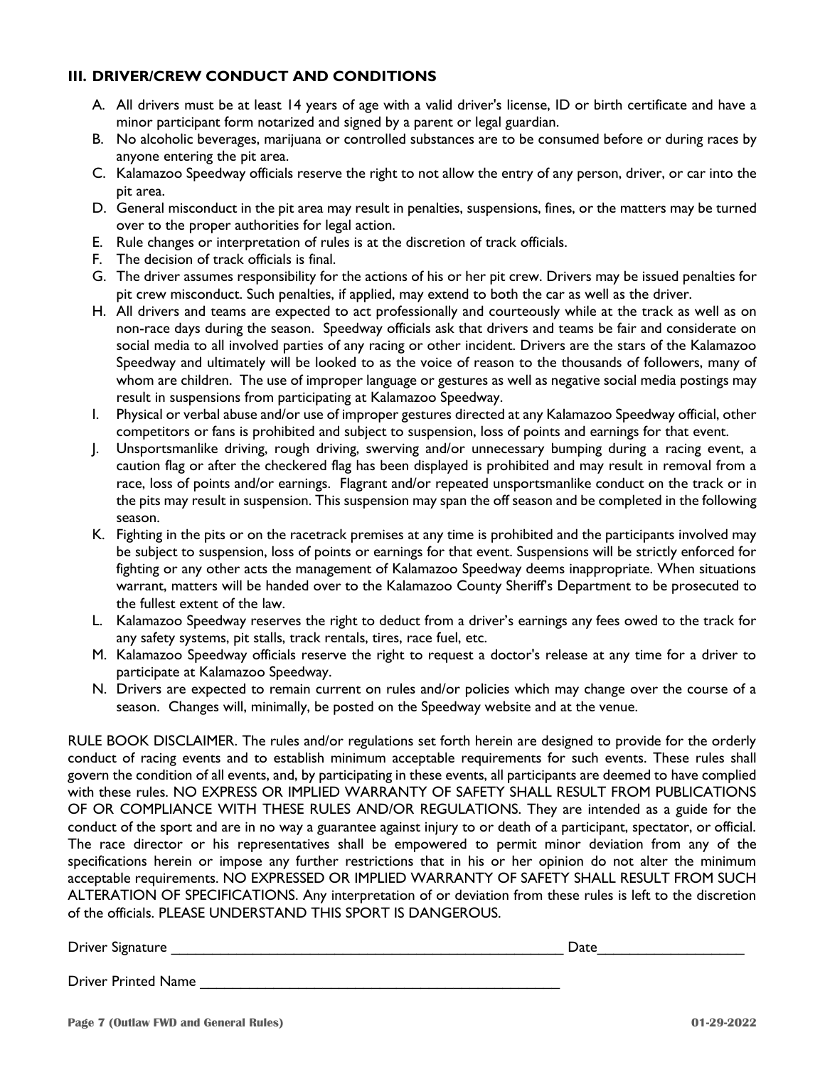### III. DRIVER/CREW CONDUCT AND CONDITIONS

A. All drivers must be at least 14 years of age with a valid driver's license, ID or birth certificate and have a minor participant form notarized and signed by a parent or legal guardian.
B. No alcoholic beverages, marijuana or controlled substances are to be consumed before or during races by anyone entering the pit area.
C. Kalamazoo Speedway officials reserve the right to not allow the entry of any person, driver, or car into the pit area.
D. General misconduct in the pit area may result in penalties, suspensions, fines, or the matters may be turned over to the proper authorities for legal action.
E. Rule changes or interpretation of rules is at the discretion of track officials.
F. The decision of track officials is final.
G. The driver assumes responsibility for the actions of his or her pit crew. Drivers may be issued penalties for pit crew misconduct. Such penalties, if applied, may extend to both the car as well as the driver.
H. All drivers and teams are expected to act professionally and courteously while at the track as well as on non-race days during the season. Speedway officials ask that drivers and teams be fair and considerate on social media to all involved parties of any racing or other incident. Drivers are the stars of the Kalamazoo Speedway and ultimately will be looked to as the voice of reason to the thousands of followers, many of whom are children. The use of improper language or gestures as well as negative social media postings may result in suspensions from participating at Kalamazoo Speedway.
I. Physical or verbal abuse and/or use of improper gestures directed at any Kalamazoo Speedway official, other competitors or fans is prohibited and subject to suspension, loss of points and earnings for that event.
J. Unsportsmanlike driving, rough driving, swerving and/or unnecessary bumping during a racing event, a caution flag or after the checkered flag has been displayed is prohibited and may result in removal from a race, loss of points and/or earnings. Flagrant and/or repeated unsportsmanlike conduct on the track or in the pits may result in suspension. This suspension may span the off season and be completed in the following season.
K. Fighting in the pits or on the racetrack premises at any time is prohibited and the participants involved may be subject to suspension, loss of points or earnings for that event. Suspensions will be strictly enforced for fighting or any other acts the management of Kalamazoo Speedway deems inappropriate. When situations warrant, matters will be handed over to the Kalamazoo County Sheriff's Department to be prosecuted to the fullest extent of the law.
L. Kalamazoo Speedway reserves the right to deduct from a driver's earnings any fees owed to the track for any safety systems, pit stalls, track rentals, tires, race fuel, etc.
M. Kalamazoo Speedway officials reserve the right to request a doctor's release at any time for a driver to participate at Kalamazoo Speedway.
N. Drivers are expected to remain current on rules and/or policies which may change over the course of a season. Changes will, minimally, be posted on the Speedway website and at the venue.

RULE BOOK DISCLAIMER. The rules and/or regulations set forth herein are designed to provide for the orderly conduct of racing events and to establish minimum acceptable requirements for such events. These rules shall govern the condition of all events, and, by participating in these events, all participants are deemed to have complied with these rules. NO EXPRESS OR IMPLIED WARRANTY OF SAFETY SHALL RESULT FROM PUBLICATIONS OF OR COMPLIANCE WITH THESE RULES AND/OR REGULATIONS. They are intended as a guide for the conduct of the sport and are in no way a guarantee against injury to or death of a participant, spectator, or official. The race director or his representatives shall be empowered to permit minor deviation from any of the specifications herein or impose any further restrictions that in his or her opinion do not alter the minimum acceptable requirements. NO EXPRESSED OR IMPLIED WARRANTY OF SAFETY SHALL RESULT FROM SUCH ALTERATION OF SPECIFICATIONS. Any interpretation of or deviation from these rules is left to the discretion of the officials. PLEASE UNDERSTAND THIS SPORT IS DANGEROUS.

Driver Signature ____________________________________________ Date__________________

Driver Printed Name ________________________________________